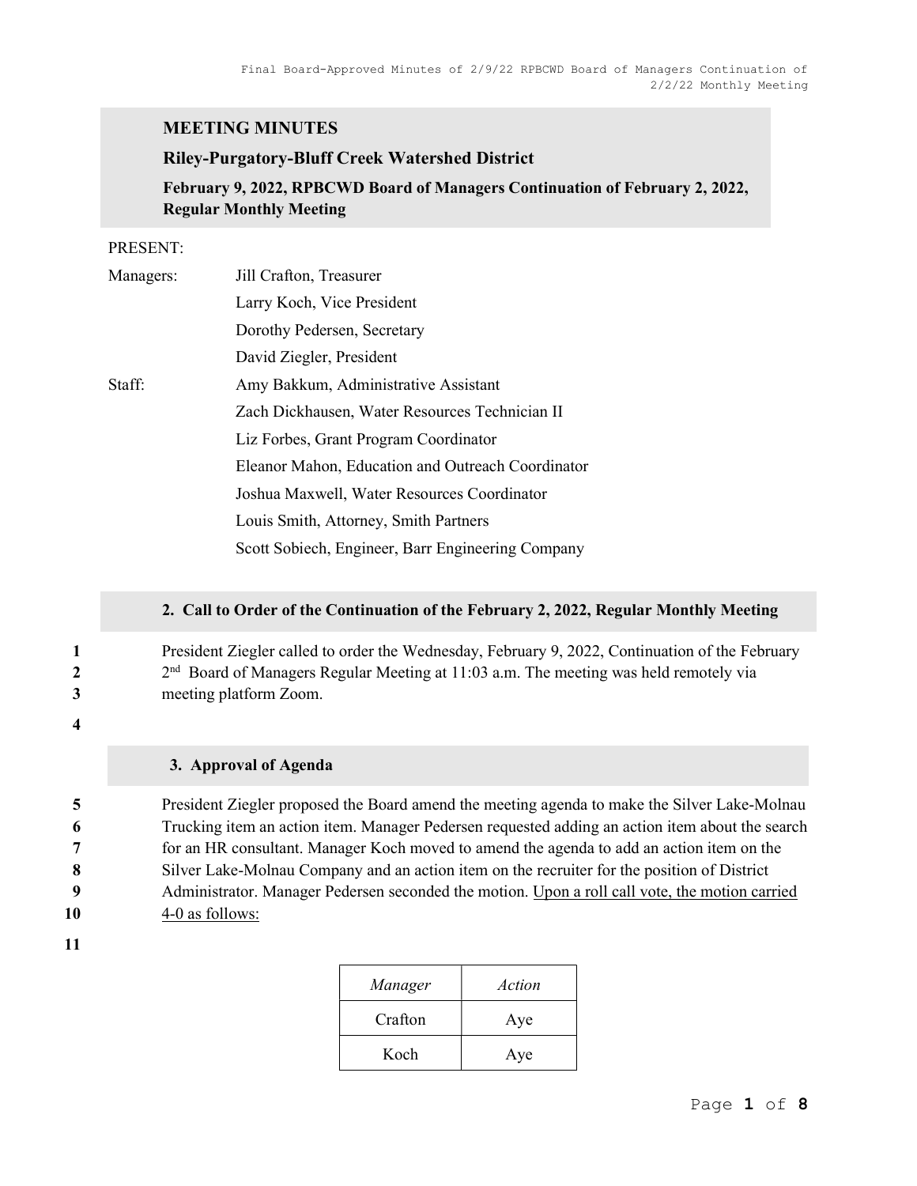# MEETING MINUTES

## Riley-Purgatory-Bluff Creek Watershed District

### February 9, 2022, RPBCWD Board of Managers Continuation of February 2, 2022, Regular Monthly Meeting

PRESENT:

Managers: Jill Crafton, Treasurer
Larry Koch, Vice President
Dorothy Pedersen, Secretary
David Ziegler, President

Staff: Amy Bakkum, Administrative Assistant
Zach Dickhausen, Water Resources Technician II
Liz Forbes, Grant Program Coordinator
Eleanor Mahon, Education and Outreach Coordinator
Joshua Maxwell, Water Resources Coordinator
Louis Smith, Attorney, Smith Partners
Scott Sobiech, Engineer, Barr Engineering Company

## 2. Call to Order of the Continuation of the February 2, 2022, Regular Monthly Meeting

1 President Ziegler called to order the Wednesday, February 9, 2022, Continuation of the February
2 2nd Board of Managers Regular Meeting at 11:03 a.m. The meeting was held remotely via
3 meeting platform Zoom.
4

## 3. Approval of Agenda

5 President Ziegler proposed the Board amend the meeting agenda to make the Silver Lake-Molnau
6 Trucking item an action item. Manager Pedersen requested adding an action item about the search
7 for an HR consultant. Manager Koch moved to amend the agenda to add an action item on the
8 Silver Lake-Molnau Company and an action item on the recruiter for the position of District
9 Administrator. Manager Pedersen seconded the motion. Upon a roll call vote, the motion carried
10 4-0 as follows:
11

| *Manager* | *Action* |
|---|---|
| Crafton | Aye |
| Koch | Aye |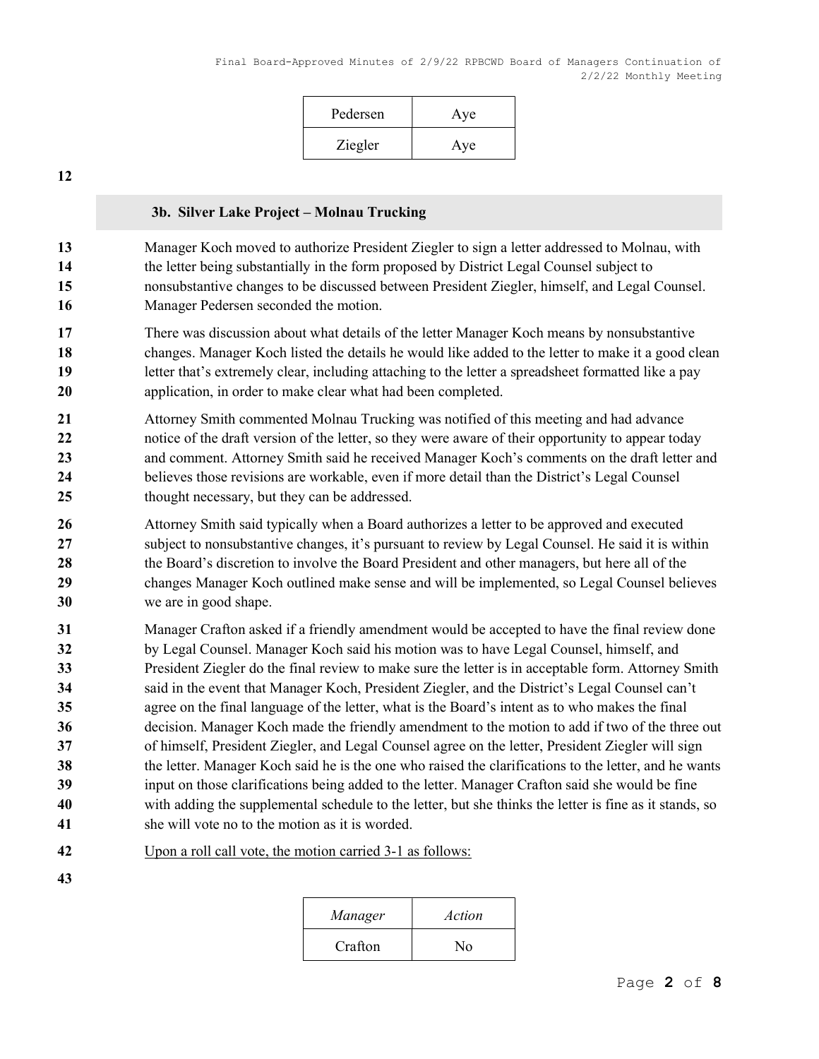| Pedersen | Aye |
| --- | --- |
| Ziegler | Aye |

### 3b. Silver Lake Project – Molnau Trucking

Manager Koch moved to authorize President Ziegler to sign a letter addressed to Molnau, with the letter being substantially in the form proposed by District Legal Counsel subject to nonsubstantive changes to be discussed between President Ziegler, himself, and Legal Counsel. Manager Pedersen seconded the motion.

There was discussion about what details of the letter Manager Koch means by nonsubstantive changes. Manager Koch listed the details he would like added to the letter to make it a good clean letter that's extremely clear, including attaching to the letter a spreadsheet formatted like a pay application, in order to make clear what had been completed.

Attorney Smith commented Molnau Trucking was notified of this meeting and had advance notice of the draft version of the letter, so they were aware of their opportunity to appear today and comment. Attorney Smith said he received Manager Koch's comments on the draft letter and believes those revisions are workable, even if more detail than the District's Legal Counsel thought necessary, but they can be addressed.

Attorney Smith said typically when a Board authorizes a letter to be approved and executed subject to nonsubstantive changes, it's pursuant to review by Legal Counsel. He said it is within the Board's discretion to involve the Board President and other managers, but here all of the changes Manager Koch outlined make sense and will be implemented, so Legal Counsel believes we are in good shape.

Manager Crafton asked if a friendly amendment would be accepted to have the final review done by Legal Counsel. Manager Koch said his motion was to have Legal Counsel, himself, and President Ziegler do the final review to make sure the letter is in acceptable form. Attorney Smith said in the event that Manager Koch, President Ziegler, and the District's Legal Counsel can't agree on the final language of the letter, what is the Board's intent as to who makes the final decision. Manager Koch made the friendly amendment to the motion to add if two of the three out of himself, President Ziegler, and Legal Counsel agree on the letter, President Ziegler will sign the letter. Manager Koch said he is the one who raised the clarifications to the letter, and he wants input on those clarifications being added to the letter. Manager Crafton said she would be fine with adding the supplemental schedule to the letter, but she thinks the letter is fine as it stands, so she will vote no to the motion as it is worded.

Upon a roll call vote, the motion carried 3-1 as follows:

| *Manager* | *Action* |
| --- | --- |
| Crafton | No |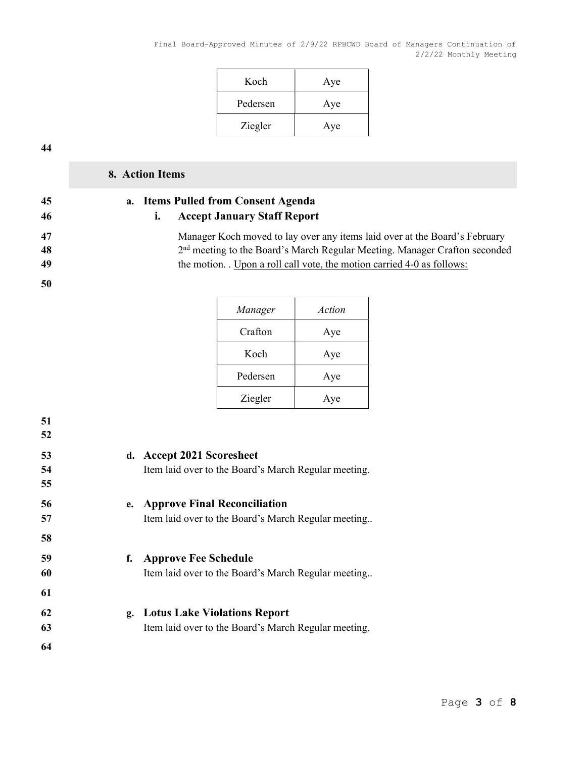| Koch | Aye |
|---|---|
| Pedersen | Aye |
| Ziegler | Aye |

## 8. Action Items

**a. Items Pulled from Consent Agenda**

**i. Accept January Staff Report**

Manager Koch moved to lay over any items laid over at the Board's February 2nd meeting to the Board's March Regular Meeting. Manager Crafton seconded the motion. . Upon a roll call vote, the motion carried 4-0 as follows:

| *Manager* | *Action* |
|---|---|
| Crafton | Aye |
| Koch | Aye |
| Pedersen | Aye |
| Ziegler | Aye |

**d. Accept 2021 Scoresheet**

Item laid over to the Board's March Regular meeting.

**e. Approve Final Reconciliation**

Item laid over to the Board's March Regular meeting..

**f. Approve Fee Schedule**

Item laid over to the Board's March Regular meeting..

**g. Lotus Lake Violations Report**

Item laid over to the Board's March Regular meeting.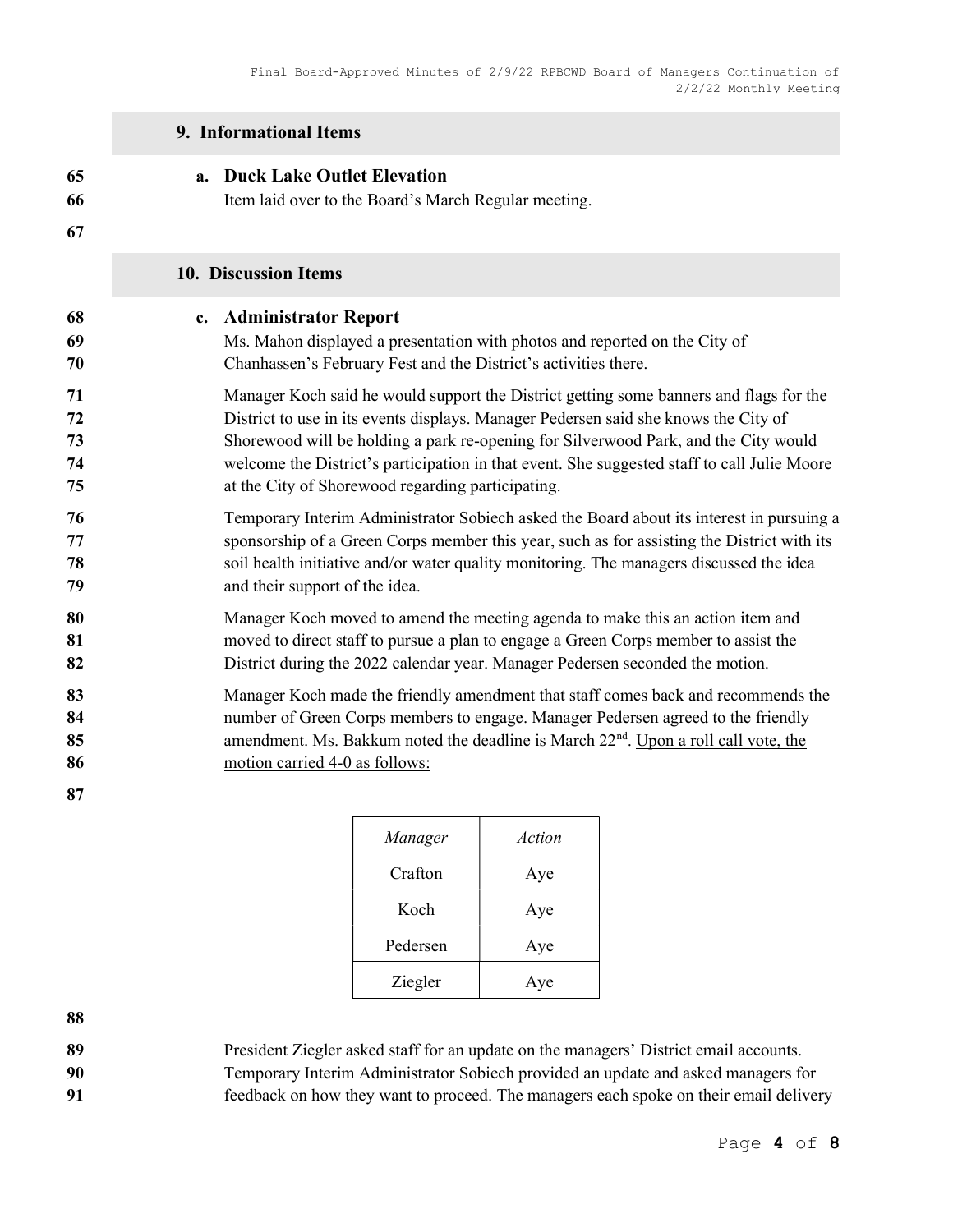## 9. Informational Items

### a. Duck Lake Outlet Elevation

Item laid over to the Board's March Regular meeting.

## 10. Discussion Items

### c. Administrator Report

Ms. Mahon displayed a presentation with photos and reported on the City of Chanhassen's February Fest and the District's activities there.

Manager Koch said he would support the District getting some banners and flags for the District to use in its events displays. Manager Pedersen said she knows the City of Shorewood will be holding a park re-opening for Silverwood Park, and the City would welcome the District's participation in that event. She suggested staff to call Julie Moore at the City of Shorewood regarding participating.

Temporary Interim Administrator Sobiech asked the Board about its interest in pursuing a sponsorship of a Green Corps member this year, such as for assisting the District with its soil health initiative and/or water quality monitoring. The managers discussed the idea and their support of the idea.

Manager Koch moved to amend the meeting agenda to make this an action item and moved to direct staff to pursue a plan to engage a Green Corps member to assist the District during the 2022 calendar year. Manager Pedersen seconded the motion.

Manager Koch made the friendly amendment that staff comes back and recommends the number of Green Corps members to engage. Manager Pedersen agreed to the friendly amendment. Ms. Bakkum noted the deadline is March 22nd. Upon a roll call vote, the motion carried 4-0 as follows:

| *Manager* | *Action* |
|---|---|
| Crafton | Aye |
| Koch | Aye |
| Pedersen | Aye |
| Ziegler | Aye |

President Ziegler asked staff for an update on the managers' District email accounts. Temporary Interim Administrator Sobiech provided an update and asked managers for feedback on how they want to proceed. The managers each spoke on their email delivery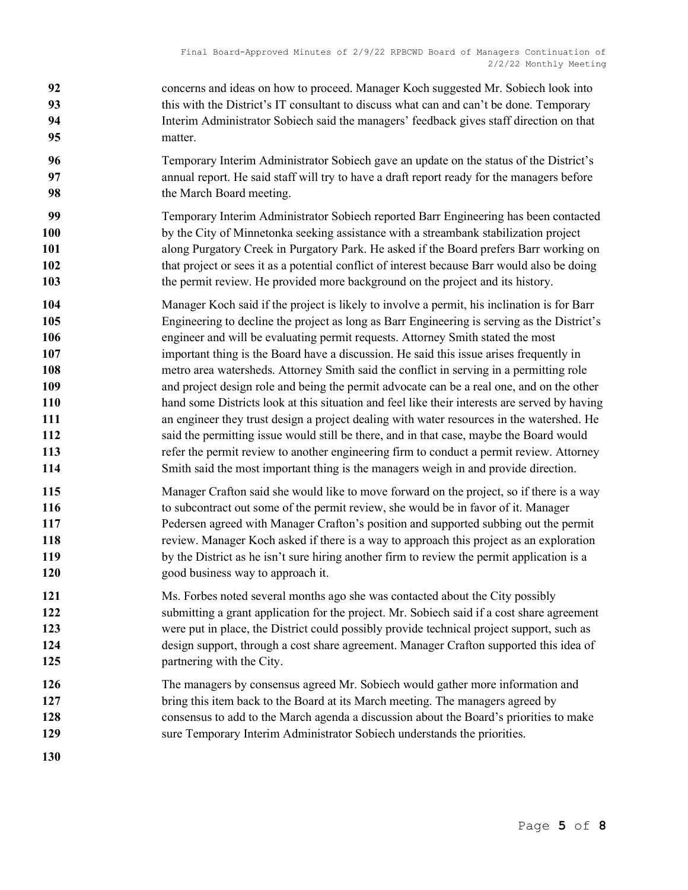concerns and ideas on how to proceed. Manager Koch suggested Mr. Sobiech look into this with the District's IT consultant to discuss what can and can't be done. Temporary Interim Administrator Sobiech said the managers' feedback gives staff direction on that matter.

Temporary Interim Administrator Sobiech gave an update on the status of the District's annual report. He said staff will try to have a draft report ready for the managers before the March Board meeting.

Temporary Interim Administrator Sobiech reported Barr Engineering has been contacted by the City of Minnetonka seeking assistance with a streambank stabilization project along Purgatory Creek in Purgatory Park. He asked if the Board prefers Barr working on that project or sees it as a potential conflict of interest because Barr would also be doing the permit review. He provided more background on the project and its history.

Manager Koch said if the project is likely to involve a permit, his inclination is for Barr Engineering to decline the project as long as Barr Engineering is serving as the District's engineer and will be evaluating permit requests. Attorney Smith stated the most important thing is the Board have a discussion. He said this issue arises frequently in metro area watersheds. Attorney Smith said the conflict in serving in a permitting role and project design role and being the permit advocate can be a real one, and on the other hand some Districts look at this situation and feel like their interests are served by having an engineer they trust design a project dealing with water resources in the watershed. He said the permitting issue would still be there, and in that case, maybe the Board would refer the permit review to another engineering firm to conduct a permit review. Attorney Smith said the most important thing is the managers weigh in and provide direction.

Manager Crafton said she would like to move forward on the project, so if there is a way to subcontract out some of the permit review, she would be in favor of it. Manager Pedersen agreed with Manager Crafton's position and supported subbing out the permit review. Manager Koch asked if there is a way to approach this project as an exploration by the District as he isn't sure hiring another firm to review the permit application is a good business way to approach it.

Ms. Forbes noted several months ago she was contacted about the City possibly submitting a grant application for the project. Mr. Sobiech said if a cost share agreement were put in place, the District could possibly provide technical project support, such as design support, through a cost share agreement. Manager Crafton supported this idea of partnering with the City.

The managers by consensus agreed Mr. Sobiech would gather more information and bring this item back to the Board at its March meeting. The managers agreed by consensus to add to the March agenda a discussion about the Board's priorities to make sure Temporary Interim Administrator Sobiech understands the priorities.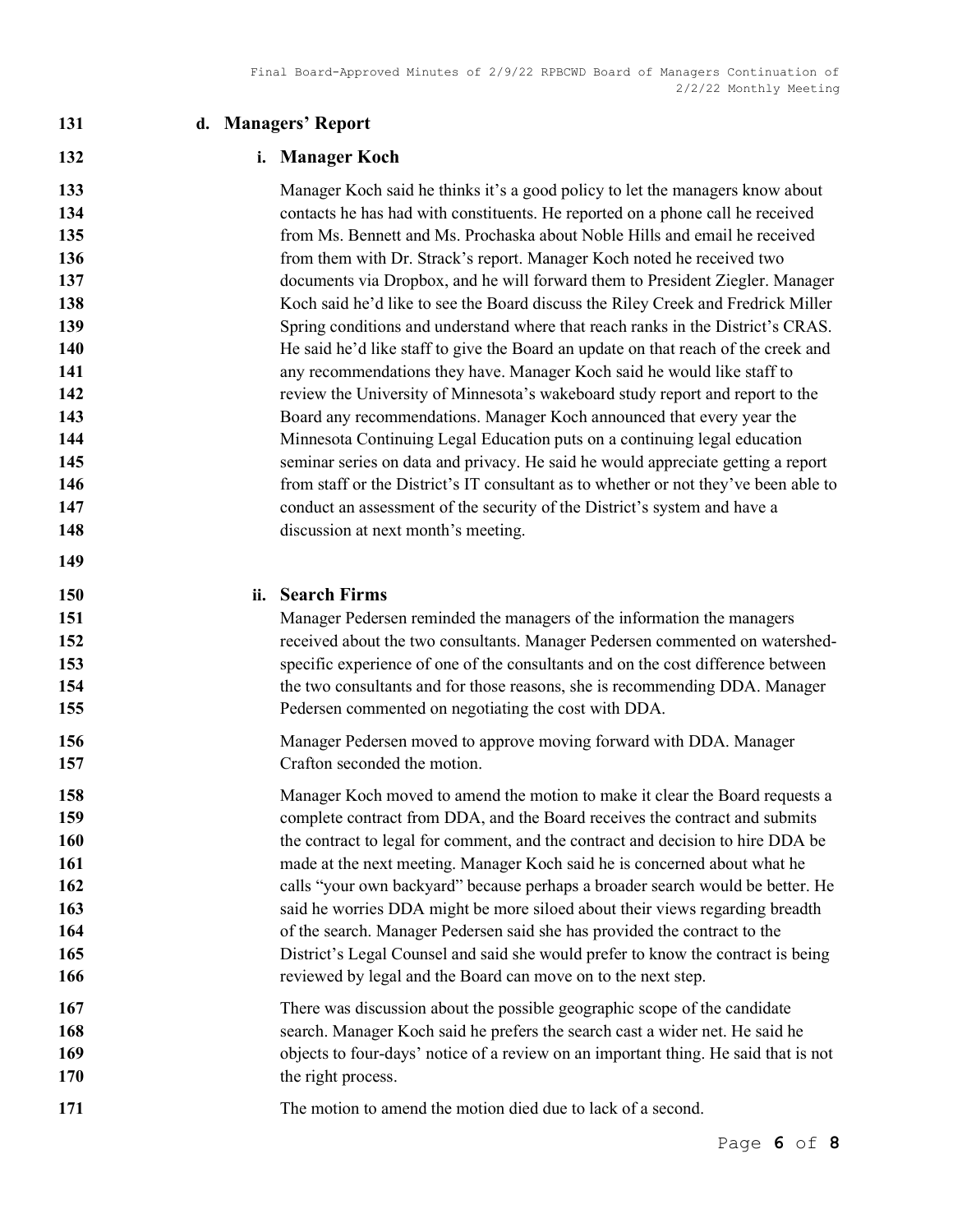### d. Managers' Report

#### i. Manager Koch

Manager Koch said he thinks it's a good policy to let the managers know about contacts he has had with constituents. He reported on a phone call he received from Ms. Bennett and Ms. Prochaska about Noble Hills and email he received from them with Dr. Strack's report. Manager Koch noted he received two documents via Dropbox, and he will forward them to President Ziegler. Manager Koch said he'd like to see the Board discuss the Riley Creek and Fredrick Miller Spring conditions and understand where that reach ranks in the District's CRAS. He said he'd like staff to give the Board an update on that reach of the creek and any recommendations they have. Manager Koch said he would like staff to review the University of Minnesota's wakeboard study report and report to the Board any recommendations. Manager Koch announced that every year the Minnesota Continuing Legal Education puts on a continuing legal education seminar series on data and privacy. He said he would appreciate getting a report from staff or the District's IT consultant as to whether or not they've been able to conduct an assessment of the security of the District's system and have a discussion at next month's meeting.

#### ii. Search Firms

Manager Pedersen reminded the managers of the information the managers received about the two consultants. Manager Pedersen commented on watershed-specific experience of one of the consultants and on the cost difference between the two consultants and for those reasons, she is recommending DDA. Manager Pedersen commented on negotiating the cost with DDA.

Manager Pedersen moved to approve moving forward with DDA. Manager Crafton seconded the motion.

Manager Koch moved to amend the motion to make it clear the Board requests a complete contract from DDA, and the Board receives the contract and submits the contract to legal for comment, and the contract and decision to hire DDA be made at the next meeting. Manager Koch said he is concerned about what he calls "your own backyard" because perhaps a broader search would be better. He said he worries DDA might be more siloed about their views regarding breadth of the search. Manager Pedersen said she has provided the contract to the District's Legal Counsel and said she would prefer to know the contract is being reviewed by legal and the Board can move on to the next step.

There was discussion about the possible geographic scope of the candidate search. Manager Koch said he prefers the search cast a wider net. He said he objects to four-days' notice of a review on an important thing. He said that is not the right process.

The motion to amend the motion died due to lack of a second.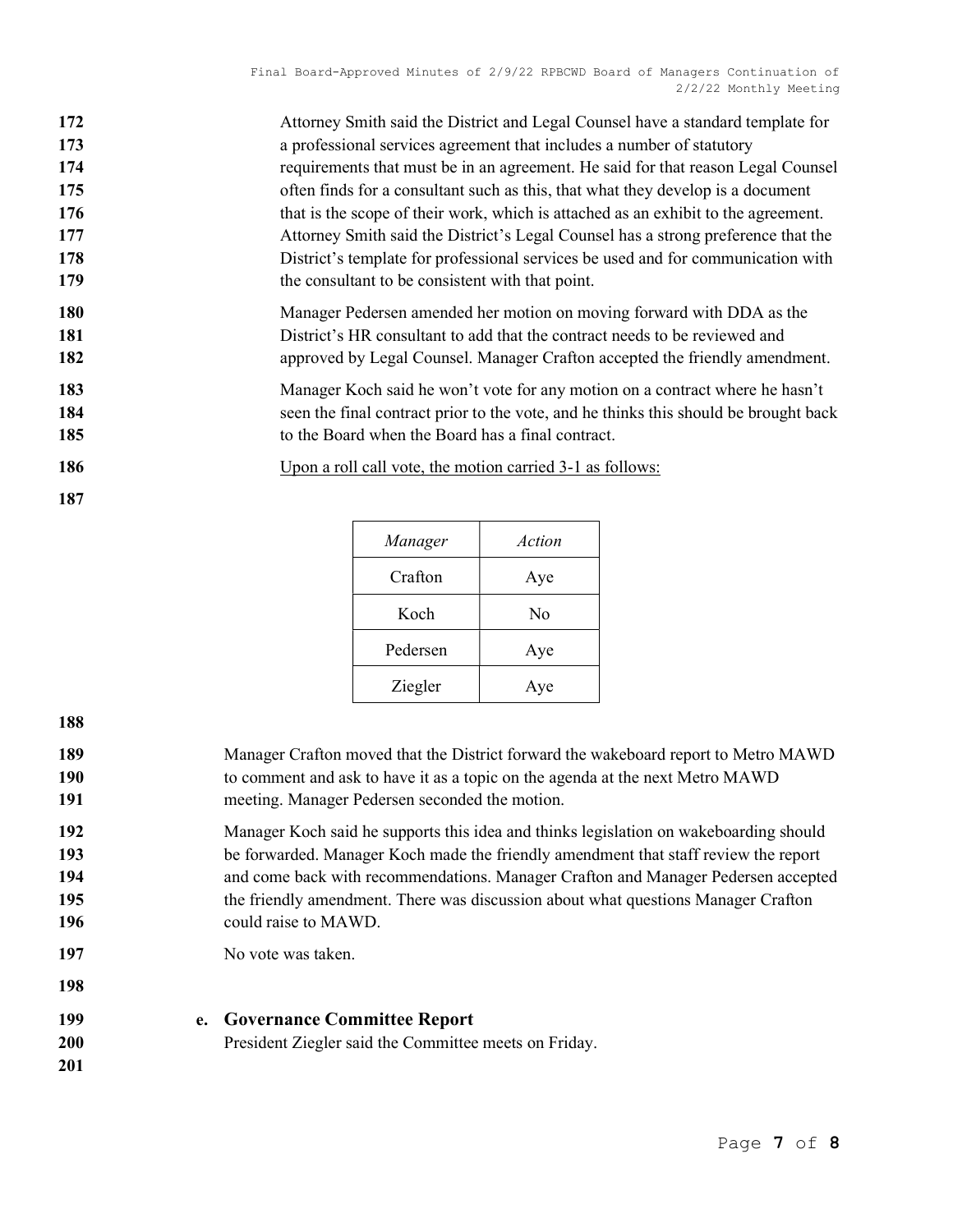Attorney Smith said the District and Legal Counsel have a standard template for a professional services agreement that includes a number of statutory requirements that must be in an agreement. He said for that reason Legal Counsel often finds for a consultant such as this, that what they develop is a document that is the scope of their work, which is attached as an exhibit to the agreement. Attorney Smith said the District's Legal Counsel has a strong preference that the District's template for professional services be used and for communication with the consultant to be consistent with that point.

Manager Pedersen amended her motion on moving forward with DDA as the District's HR consultant to add that the contract needs to be reviewed and approved by Legal Counsel. Manager Crafton accepted the friendly amendment.

Manager Koch said he won't vote for any motion on a contract where he hasn't seen the final contract prior to the vote, and he thinks this should be brought back to the Board when the Board has a final contract.

Upon a roll call vote, the motion carried 3-1 as follows:

| *Manager* | *Action* |
| --- | --- |
| Crafton | Aye |
| Koch | No |
| Pedersen | Aye |
| Ziegler | Aye |

Manager Crafton moved that the District forward the wakeboard report to Metro MAWD to comment and ask to have it as a topic on the agenda at the next Metro MAWD meeting. Manager Pedersen seconded the motion.

Manager Koch said he supports this idea and thinks legislation on wakeboarding should be forwarded. Manager Koch made the friendly amendment that staff review the report and come back with recommendations. Manager Crafton and Manager Pedersen accepted the friendly amendment. There was discussion about what questions Manager Crafton could raise to MAWD.

No vote was taken.

**e. Governance Committee Report**

President Ziegler said the Committee meets on Friday.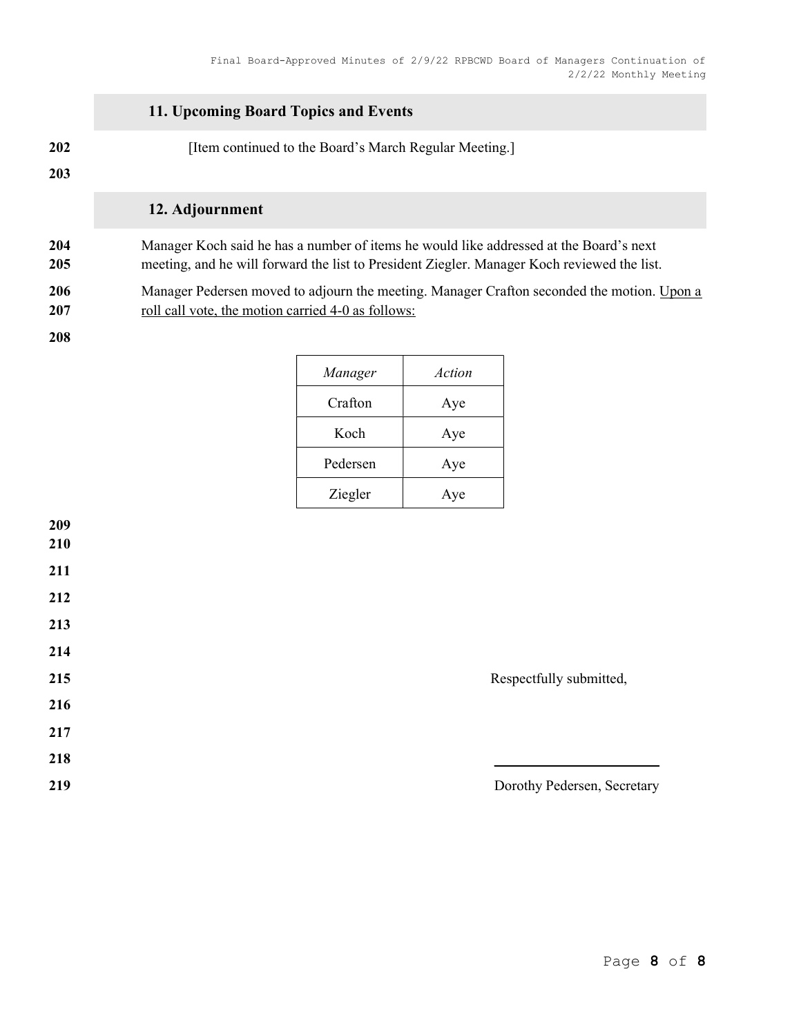## 11. Upcoming Board Topics and Events

[Item continued to the Board's March Regular Meeting.]

## 12. Adjournment

Manager Koch said he has a number of items he would like addressed at the Board's next meeting, and he will forward the list to President Ziegler. Manager Koch reviewed the list.

Manager Pedersen moved to adjourn the meeting. Manager Crafton seconded the motion. Upon a roll call vote, the motion carried 4-0 as follows:

| *Manager* | *Action* |
|---|---|
| Crafton | Aye |
| Koch | Aye |
| Pedersen | Aye |
| Ziegler | Aye |

Respectfully submitted,

\_\_\_\_\_\_\_\_\_\_\_\_\_\_\_\_\_\_\_\_\_\_\_\_

Dorothy Pedersen, Secretary